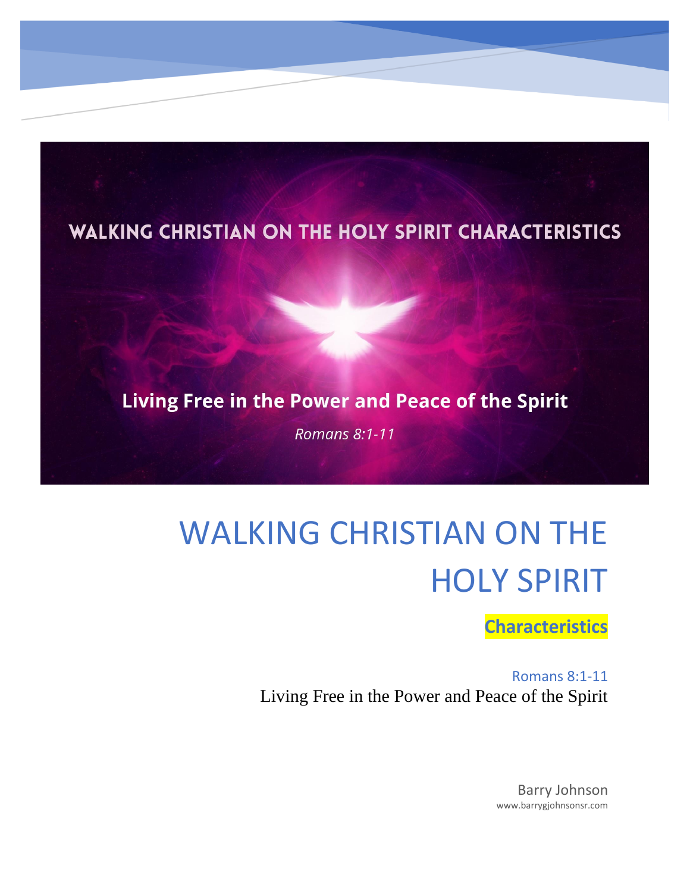WALKING CHRISTIAN ON THE HOLY SPIRIT CHARACTERISTICS

**Living Free in the Power and Peace of the Spirit**

*Romans 8:1-11*

# WALKING CHRISTIAN ON THE HOLY SPIRIT

**Characteristics**

Romans 8:1-11

Living Free in the Power and Peace of the Spirit

Barry Johnson

www.barrygjohnsonsr.com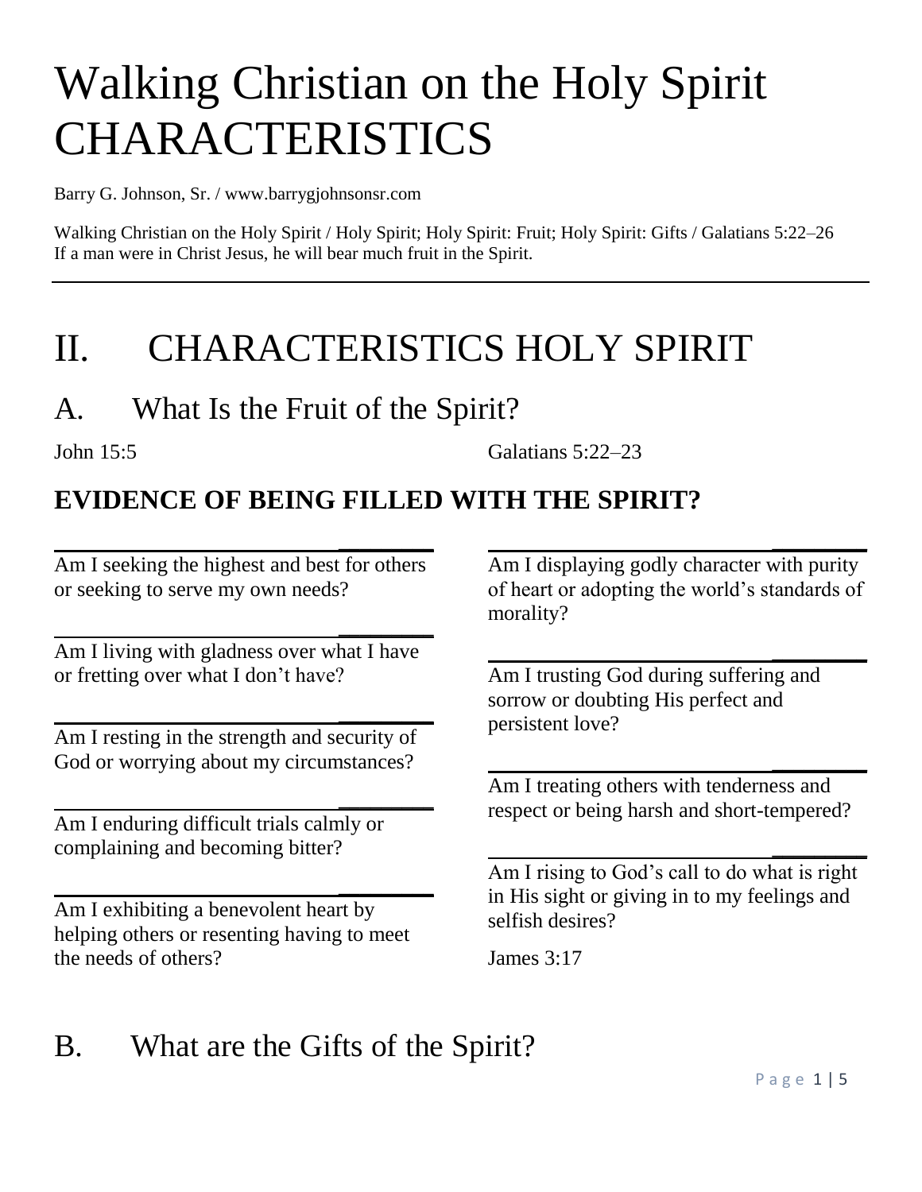# Walking Christian on the Holy Spirit CHARACTERISTICS

Barry G. Johnson, Sr. / www.barrygjohnsonsr.com

Walking Christian on the Holy Spirit / Holy Spirit; Holy Spirit: Fruit; Holy Spirit: Gifts / Galatians 5:22–26
If a man were in Christ Jesus, he will bear much fruit in the Spirit.

---

# II. CHARACTERISTICS HOLY SPIRIT

## A. What Is the Fruit of the Spirit?

John 15:5

Galatians 5:22–23

### EVIDENCE OF BEING FILLED WITH THE SPIRIT?

________

Am I seeking the highest and best for others or seeking to serve my own needs?

________

Am I living with gladness over what I have or fretting over what I don't have?

________

Am I resting in the strength and security of God or worrying about my circumstances?

________

Am I enduring difficult trials calmly or complaining and becoming bitter?

________

Am I exhibiting a benevolent heart by helping others or resenting having to meet the needs of others?

________

Am I displaying godly character with purity of heart or adopting the world's standards of morality?

________

Am I trusting God during suffering and sorrow or doubting His perfect and persistent love?

________

Am I treating others with tenderness and respect or being harsh and short-tempered?

________

Am I rising to God's call to do what is right in His sight or giving in to my feelings and selfish desires?

James 3:17

## B. What are the Gifts of the Spirit?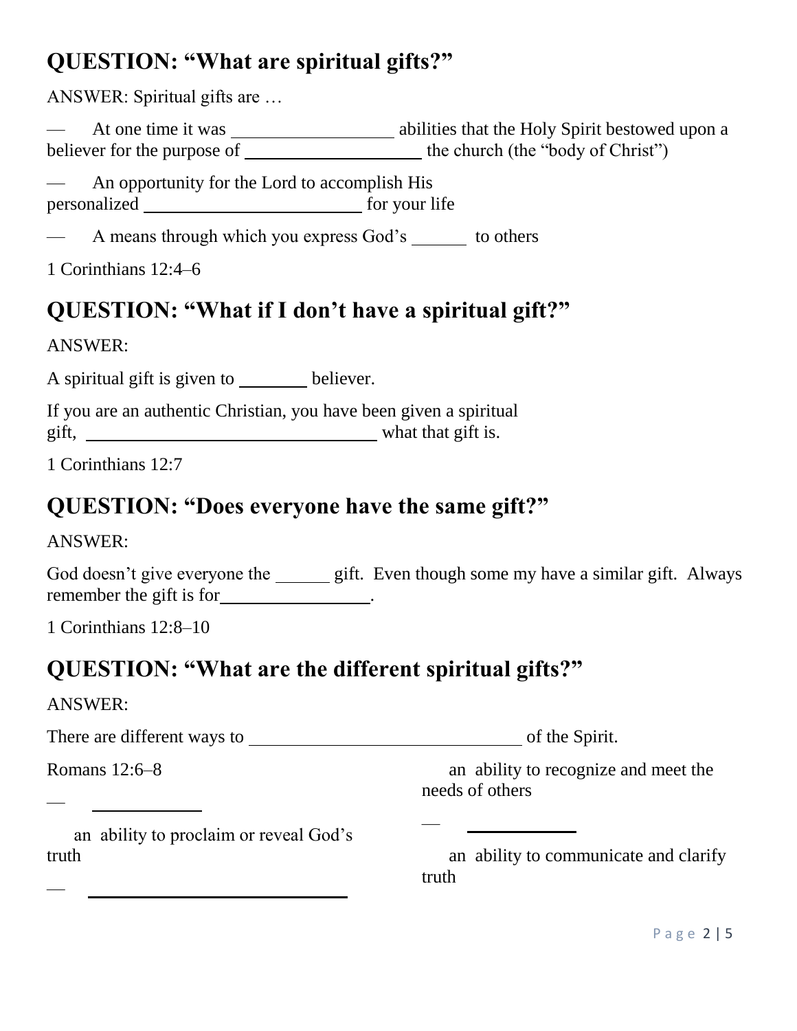## QUESTION: "What are spiritual gifts?"

ANSWER: Spiritual gifts are …

— At one time it was __________________ abilities that the Holy Spirit bestowed upon a believer for the purpose of ____________________ the church (the "body of Christ")

— An opportunity for the Lord to accomplish His personalized ________________________ for your life

— A means through which you express God's ______ to others

1 Corinthians 12:4–6

## QUESTION: "What if I don't have a spiritual gift?"

ANSWER:

A spiritual gift is given to ________ believer.

If you are an authentic Christian, you have been given a spiritual gift, ________________________________ what that gift is.

1 Corinthians 12:7

## QUESTION: "Does everyone have the same gift?"

ANSWER:

God doesn't give everyone the ______ gift. Even though some my have a similar gift. Always remember the gift is for_________________.

1 Corinthians 12:8–10

## QUESTION: "What are the different spiritual gifts?"

ANSWER:

There are different ways to ______________________________ of the Spirit.

Romans 12:6–8

— ____________

an ability to proclaim or reveal God's truth

— ______________________________

an ability to recognize and meet the needs of others

— ____________

an ability to communicate and clarify truth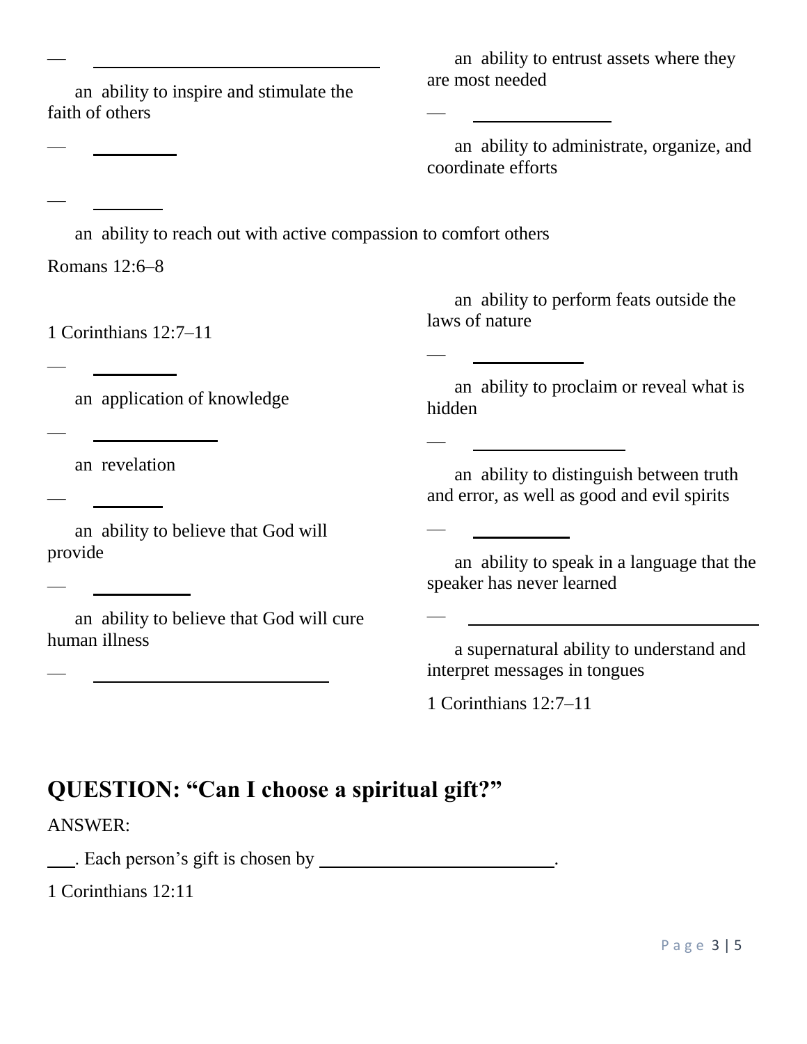— ________________________________

an ability to inspire and stimulate the faith of others

— _________

— ________

an ability to entrust assets where they are most needed

— _______________

an ability to administrate, organize, and coordinate efforts

an ability to reach out with active compassion to comfort others

Romans 12:6–8

1 Corinthians 12:7–11

— _________

an application of knowledge

— ______________

an revelation

— ________

an ability to believe that God will provide

— __________

an ability to believe that God will cure human illness

— __________________________

an ability to perform feats outside the laws of nature

— ____________

an ability to proclaim or reveal what is hidden

— _________________

an ability to distinguish between truth and error, as well as good and evil spirits

— ___________

an ability to speak in a language that the speaker has never learned

— ________________________________

a supernatural ability to understand and interpret messages in tongues

1 Corinthians 12:7–11

## QUESTION: "Can I choose a spiritual gift?"

ANSWER:

___. Each person's gift is chosen by __________________________.

1 Corinthians 12:11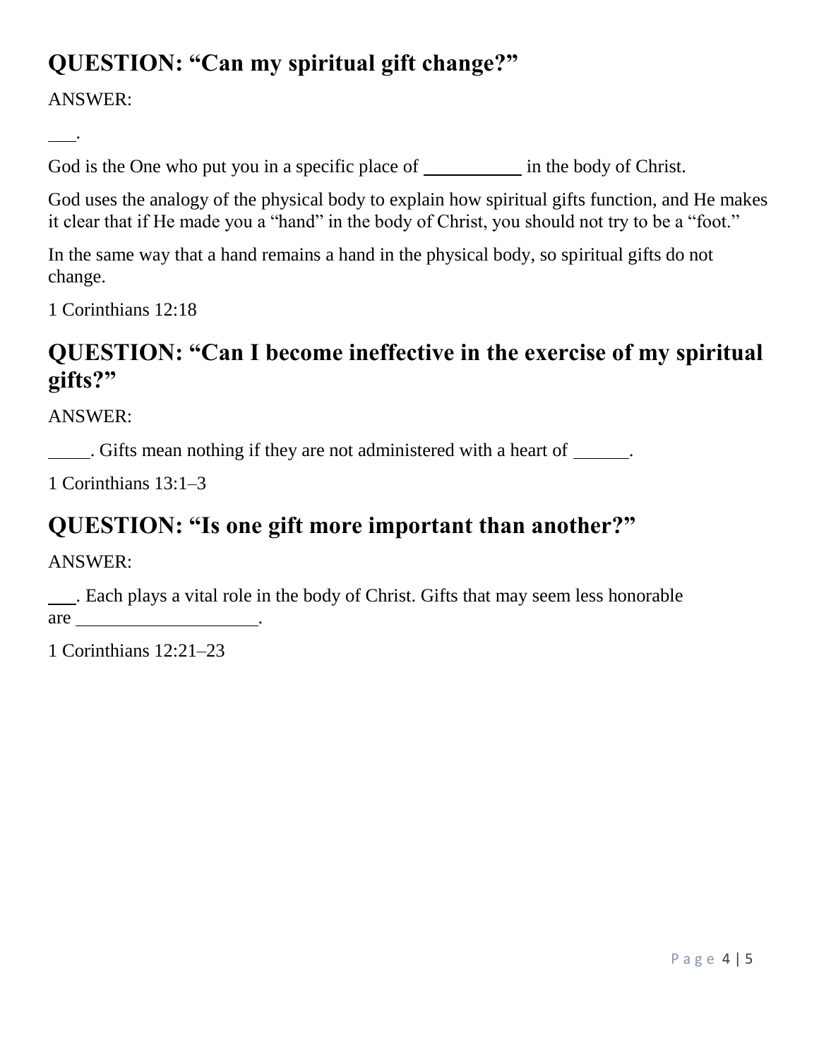## QUESTION: "Can my spiritual gift change?"

ANSWER:

\_\_\_.

God is the One who put you in a specific place of \_\_\_\_\_\_\_\_\_\_ in the body of Christ.

God uses the analogy of the physical body to explain how spiritual gifts function, and He makes it clear that if He made you a "hand" in the body of Christ, you should not try to be a "foot."

In the same way that a hand remains a hand in the physical body, so spiritual gifts do not change.

1 Corinthians 12:18

## QUESTION: "Can I become ineffective in the exercise of my spiritual gifts?"

ANSWER:

\_\_\_\_\_. Gifts mean nothing if they are not administered with a heart of \_\_\_\_\_\_.

1 Corinthians 13:1–3

## QUESTION: "Is one gift more important than another?"

ANSWER:

\_\_\_. Each plays a vital role in the body of Christ. Gifts that may seem less honorable are \_\_\_\_\_\_\_\_\_\_\_\_\_\_\_\_\_\_\_\_.

1 Corinthians 12:21–23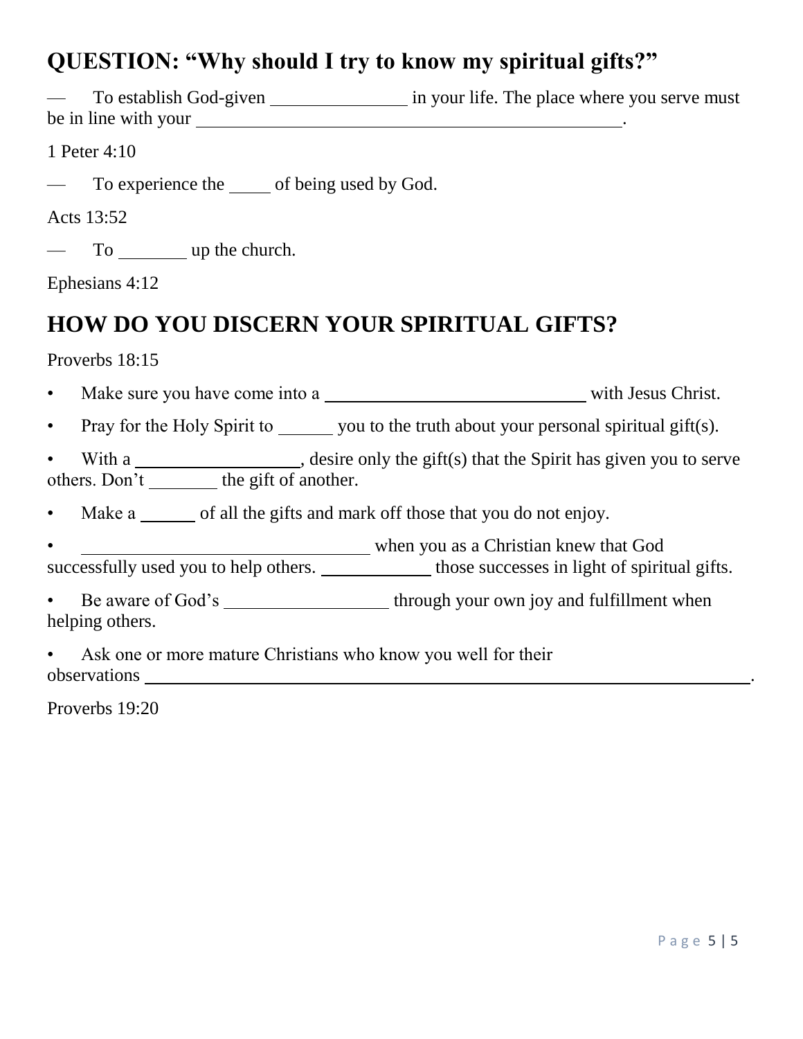## QUESTION: "Why should I try to know my spiritual gifts?"

— To establish God-given ______________ in your life. The place where you serve must be in line with your ______________________________________________.

1 Peter 4:10

— To experience the _____ of being used by God.

Acts 13:52

— To ________ up the church.

Ephesians 4:12

## HOW DO YOU DISCERN YOUR SPIRITUAL GIFTS?

Proverbs 18:15

- Make sure you have come into a ____________________________ with Jesus Christ.
- Pray for the Holy Spirit to ______ you to the truth about your personal spiritual gift(s).
- With a __________________, desire only the gift(s) that the Spirit has given you to serve others. Don't ________ the gift of another.
- Make a ______ of all the gifts and mark off those that you do not enjoy.
- ________________________________ when you as a Christian knew that God successfully used you to help others. ____________ those successes in light of spiritual gifts.
- Be aware of God's __________________ through your own joy and fulfillment when helping others.
- Ask one or more mature Christians who know you well for their observations ______________________________________________________________________.

Proverbs 19:20